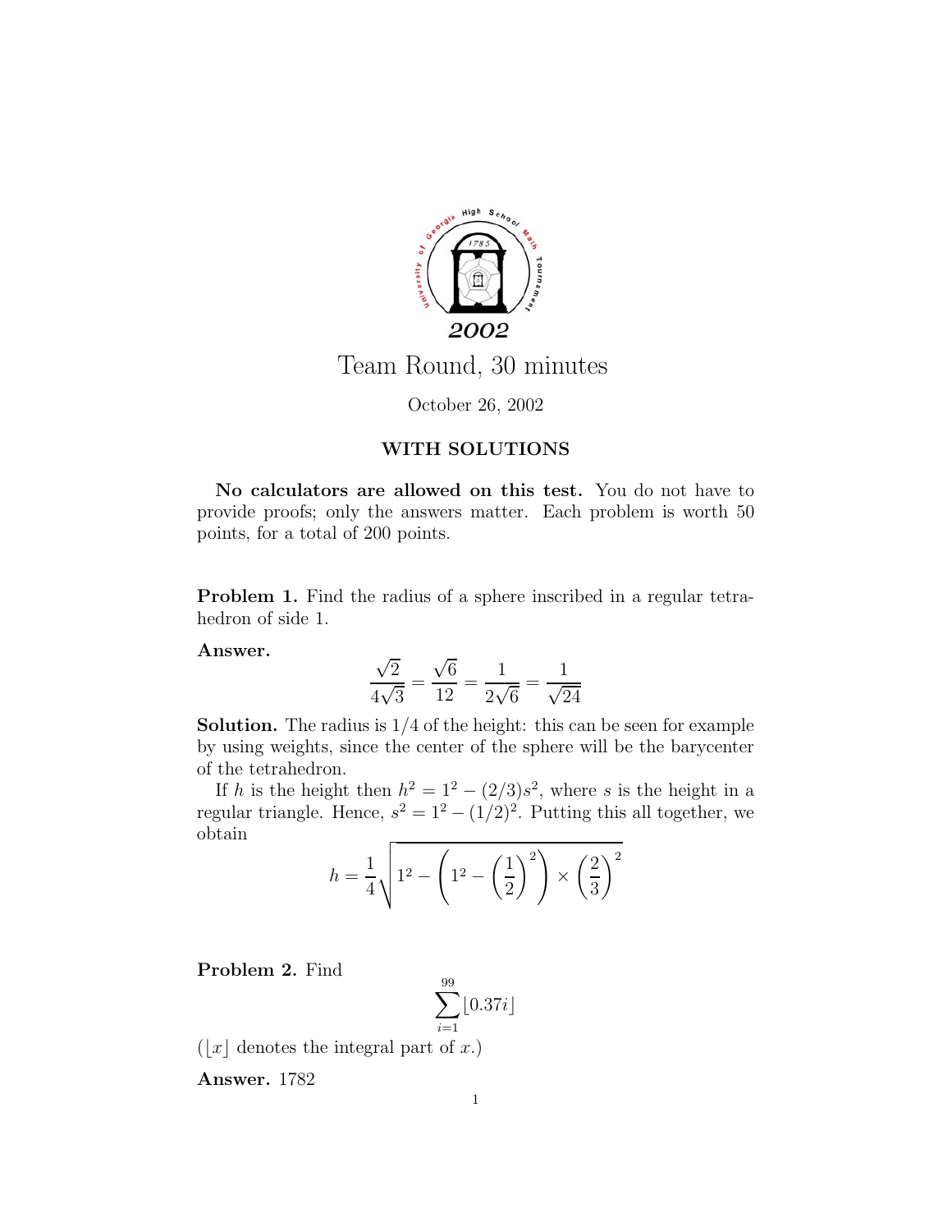2002

# Team Round, 30 minutes

October 26, 2002

**WITH SOLUTIONS**

**No calculators are allowed on this test.** You do not have to provide proofs; only the answers matter. Each problem is worth 50 points, for a total of 200 points.

**Problem 1.** Find the radius of a sphere inscribed in a regular tetrahedron of side 1.

**Answer.**

$$\frac{\sqrt{2}}{4\sqrt{3}} = \frac{\sqrt{6}}{12} = \frac{1}{2\sqrt{6}} = \frac{1}{\sqrt{24}}$$

**Solution.** The radius is 1/4 of the height: this can be seen for example by using weights, since the center of the sphere will be the barycenter of the tetrahedron.

If $h$ is the height then $h^2 = 1^2 - (2/3)s^2$, where $s$ is the height in a regular triangle. Hence, $s^2 = 1^2 - (1/2)^2$. Putting this all together, we obtain

$$h = \frac{1}{4}\sqrt{1^2 - \left(1^2 - \left(\frac{1}{2}\right)^2\right) \times \left(\frac{2}{3}\right)^2}$$

**Problem 2.** Find

$$\sum_{i=1}^{99} \lfloor 0.37i \rfloor$$

($\lfloor x \rfloor$ denotes the integral part of $x$.)

**Answer.** 1782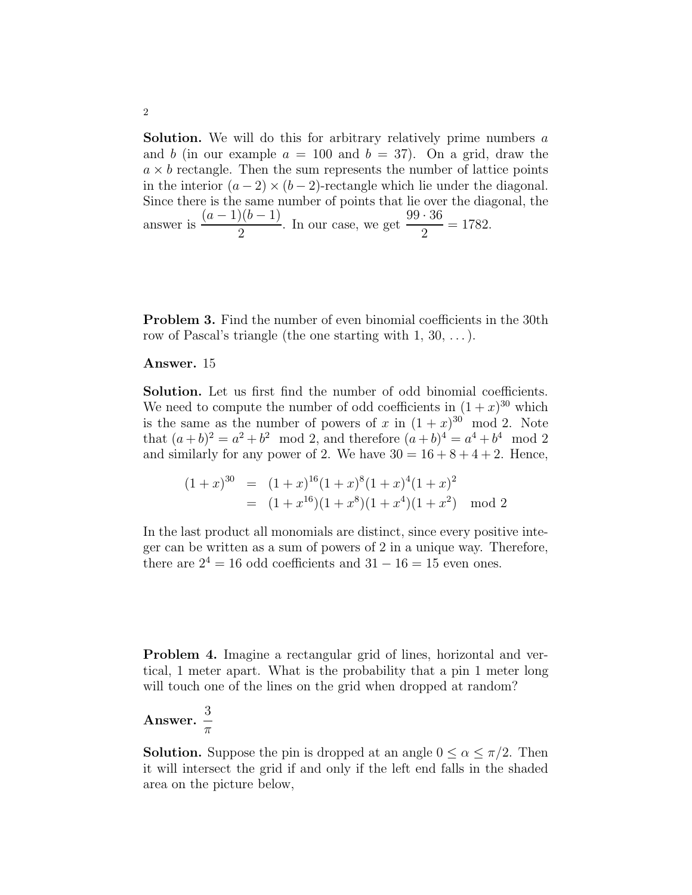**Solution.** We will do this for arbitrary relatively prime numbers $a$ and $b$ (in our example $a = 100$ and $b = 37$). On a grid, draw the $a \times b$ rectangle. Then the sum represents the number of lattice points in the interior $(a-2) \times (b-2)$-rectangle which lie under the diagonal. Since there is the same number of points that lie over the diagonal, the answer is $\dfrac{(a-1)(b-1)}{2}$. In our case, we get $\dfrac{99 \cdot 36}{2} = 1782$.

**Problem 3.** Find the number of even binomial coefficients in the 30th row of Pascal's triangle (the one starting with 1, 30, ...).

**Answer.** 15

**Solution.** Let us first find the number of odd binomial coefficients. We need to compute the number of odd coefficients in $(1+x)^{30}$ which is the same as the number of powers of $x$ in $(1+x)^{30} \mod 2$. Note that $(a+b)^2 = a^2 + b^2 \mod 2$, and therefore $(a+b)^4 = a^4 + b^4 \mod 2$ and similarly for any power of 2. We have $30 = 16 + 8 + 4 + 2$. Hence,

$$
\begin{aligned}
(1+x)^{30} &= (1+x)^{16}(1+x)^8(1+x)^4(1+x)^2 \\
&= (1+x^{16})(1+x^8)(1+x^4)(1+x^2) \mod 2
\end{aligned}
$$

In the last product all monomials are distinct, since every positive integer can be written as a sum of powers of 2 in a unique way. Therefore, there are $2^4 = 16$ odd coefficients and $31 - 16 = 15$ even ones.

**Problem 4.** Imagine a rectangular grid of lines, horizontal and vertical, 1 meter apart. What is the probability that a pin 1 meter long will touch one of the lines on the grid when dropped at random?

**Answer.** $\dfrac{3}{\pi}$

**Solution.** Suppose the pin is dropped at an angle $0 \leq \alpha \leq \pi/2$. Then it will intersect the grid if and only if the left end falls in the shaded area on the picture below,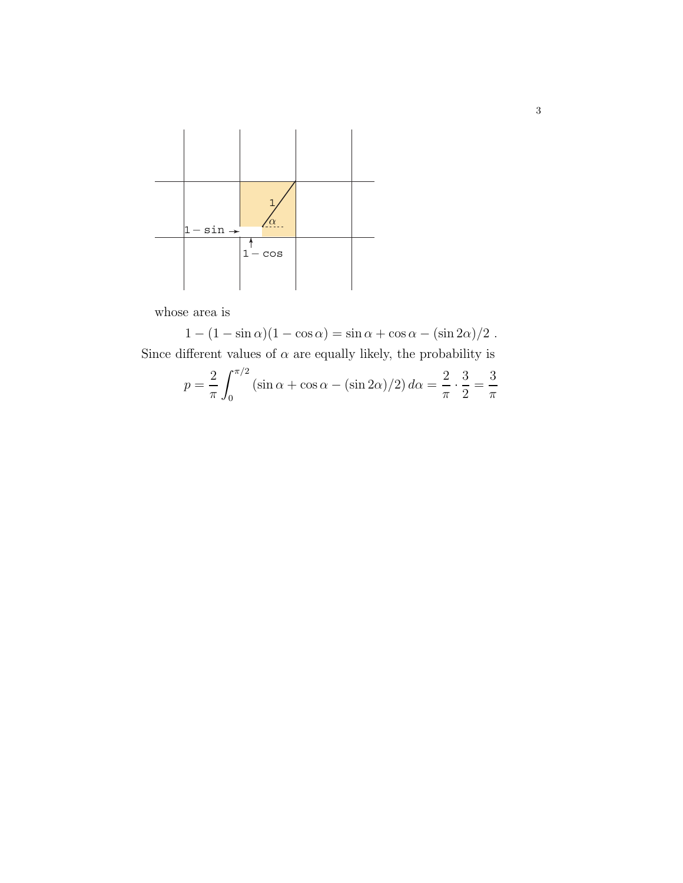1
$\alpha$
$1 - \sin$
$1 - \cos$

whose area is

$$1 - (1 - \sin\alpha)(1 - \cos\alpha) = \sin\alpha + \cos\alpha - (\sin 2\alpha)/2 \ .$$

Since different values of $\alpha$ are equally likely, the probability is

$$p = \frac{2}{\pi}\int_0^{\pi/2} (\sin\alpha + \cos\alpha - (\sin 2\alpha)/2)\, d\alpha = \frac{2}{\pi}\cdot\frac{3}{2} = \frac{3}{\pi}$$